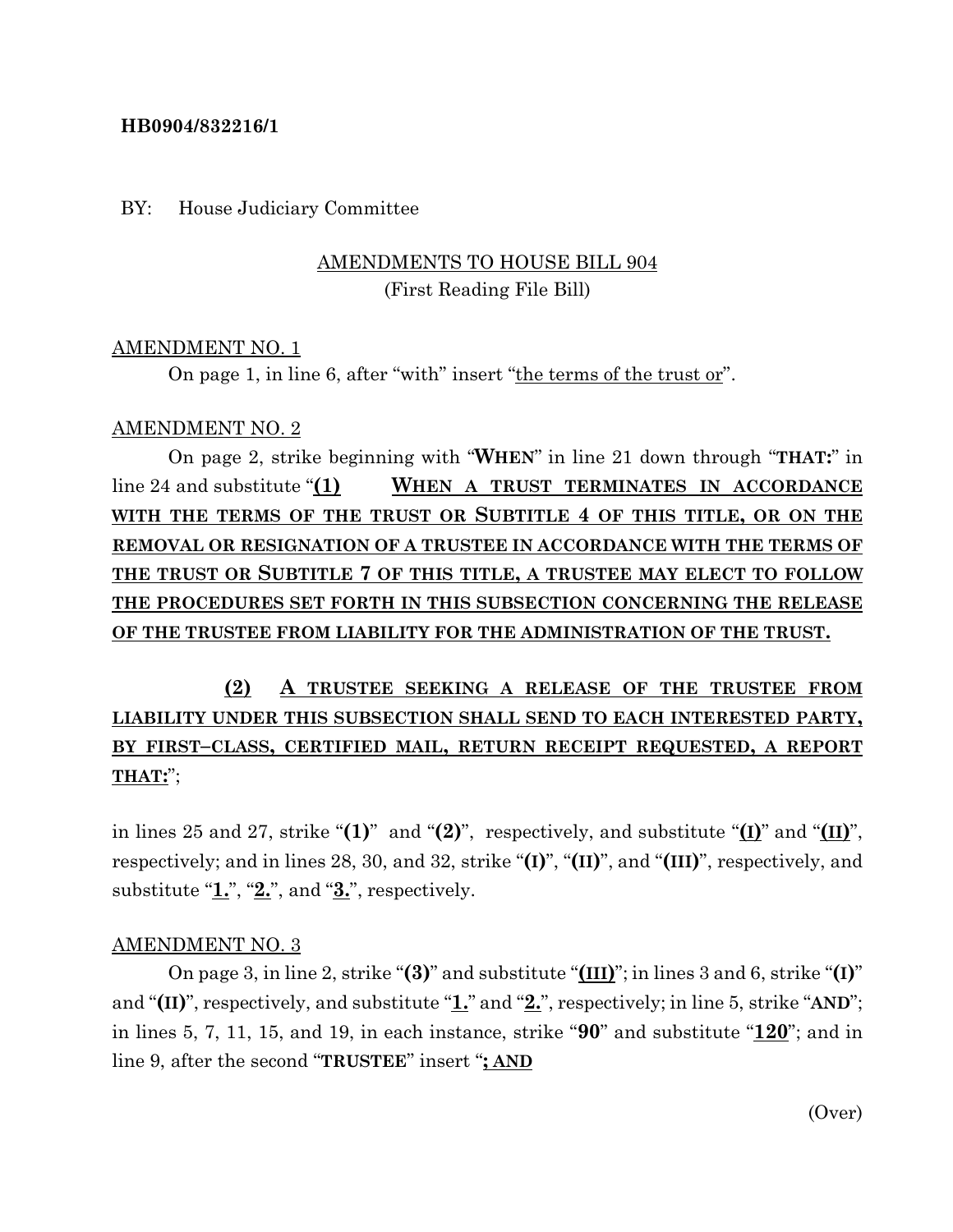**HB0904/832216/1**

BY: House Judiciary Committee

AMENDMENTS TO HOUSE BILL 904
(First Reading File Bill)

AMENDMENT NO. 1

On page 1, in line 6, after "with" insert "the terms of the trust or".

AMENDMENT NO. 2

On page 2, strike beginning with "**WHEN**" in line 21 down through "**THAT:**" in line 24 and substitute "**(1) WHEN A TRUST TERMINATES IN ACCORDANCE WITH THE TERMS OF THE TRUST OR SUBTITLE 4 OF THIS TITLE, OR ON THE REMOVAL OR RESIGNATION OF A TRUSTEE IN ACCORDANCE WITH THE TERMS OF THE TRUST OR SUBTITLE 7 OF THIS TITLE, A TRUSTEE MAY ELECT TO FOLLOW THE PROCEDURES SET FORTH IN THIS SUBSECTION CONCERNING THE RELEASE OF THE TRUSTEE FROM LIABILITY FOR THE ADMINISTRATION OF THE TRUST.**

**(2) A TRUSTEE SEEKING A RELEASE OF THE TRUSTEE FROM LIABILITY UNDER THIS SUBSECTION SHALL SEND TO EACH INTERESTED PARTY, BY FIRST–CLASS, CERTIFIED MAIL, RETURN RECEIPT REQUESTED, A REPORT THAT:**";

in lines 25 and 27, strike "**(1)**" and "**(2)**", respectively, and substitute "**(I)**" and "**(II)**", respectively; and in lines 28, 30, and 32, strike "**(I)**", "**(II)**", and "**(III)**", respectively, and substitute "**1.**", "**2.**", and "**3.**", respectively.

AMENDMENT NO. 3

On page 3, in line 2, strike "**(3)**" and substitute "**(III)**"; in lines 3 and 6, strike "**(I)**" and "**(II)**", respectively, and substitute "**1.**" and "**2.**", respectively; in line 5, strike "**AND**"; in lines 5, 7, 11, 15, and 19, in each instance, strike "**90**" and substitute "**120**"; and in line 9, after the second "**TRUSTEE**" insert "**; AND**

(Over)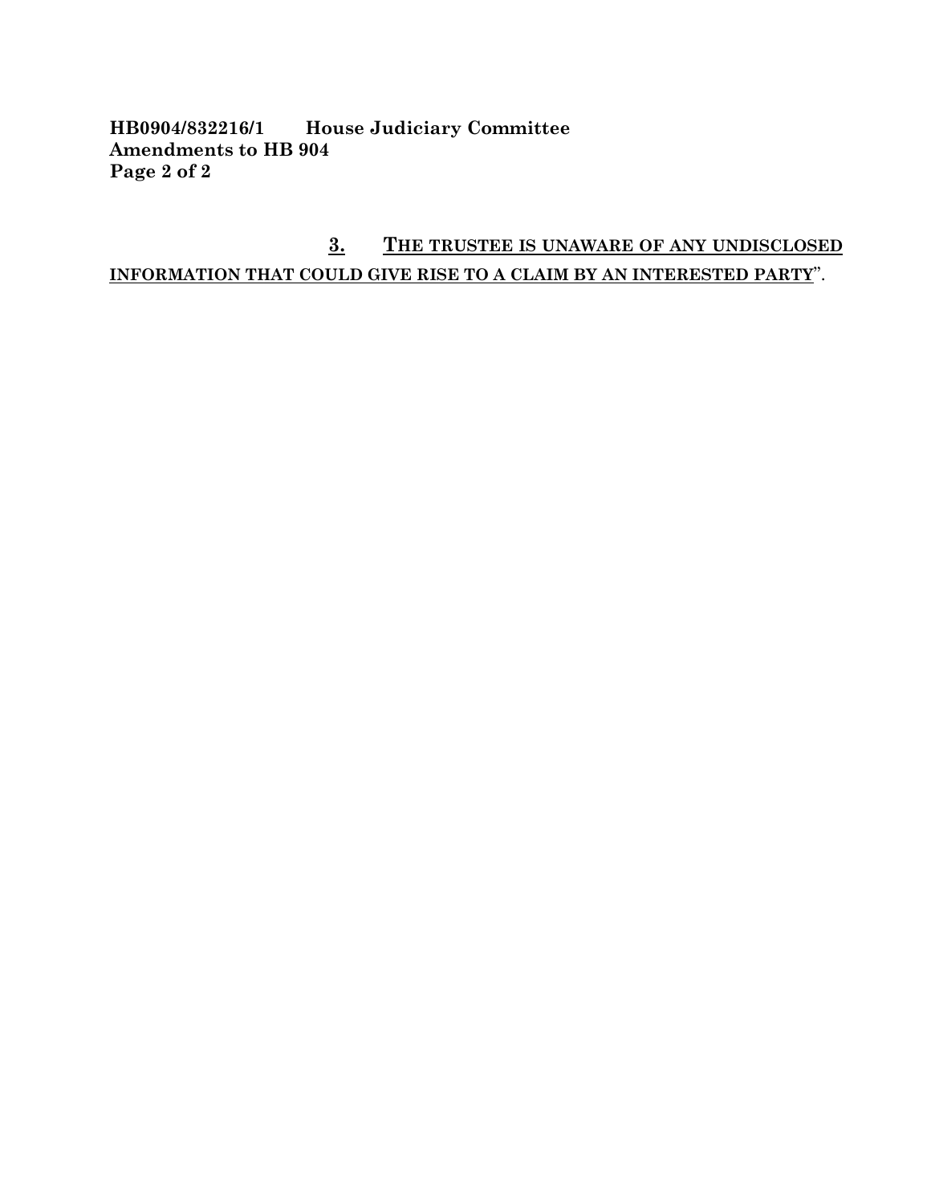3. THE TRUSTEE IS UNAWARE OF ANY UNDISCLOSED INFORMATION THAT COULD GIVE RISE TO A CLAIM BY AN INTERESTED PARTY".